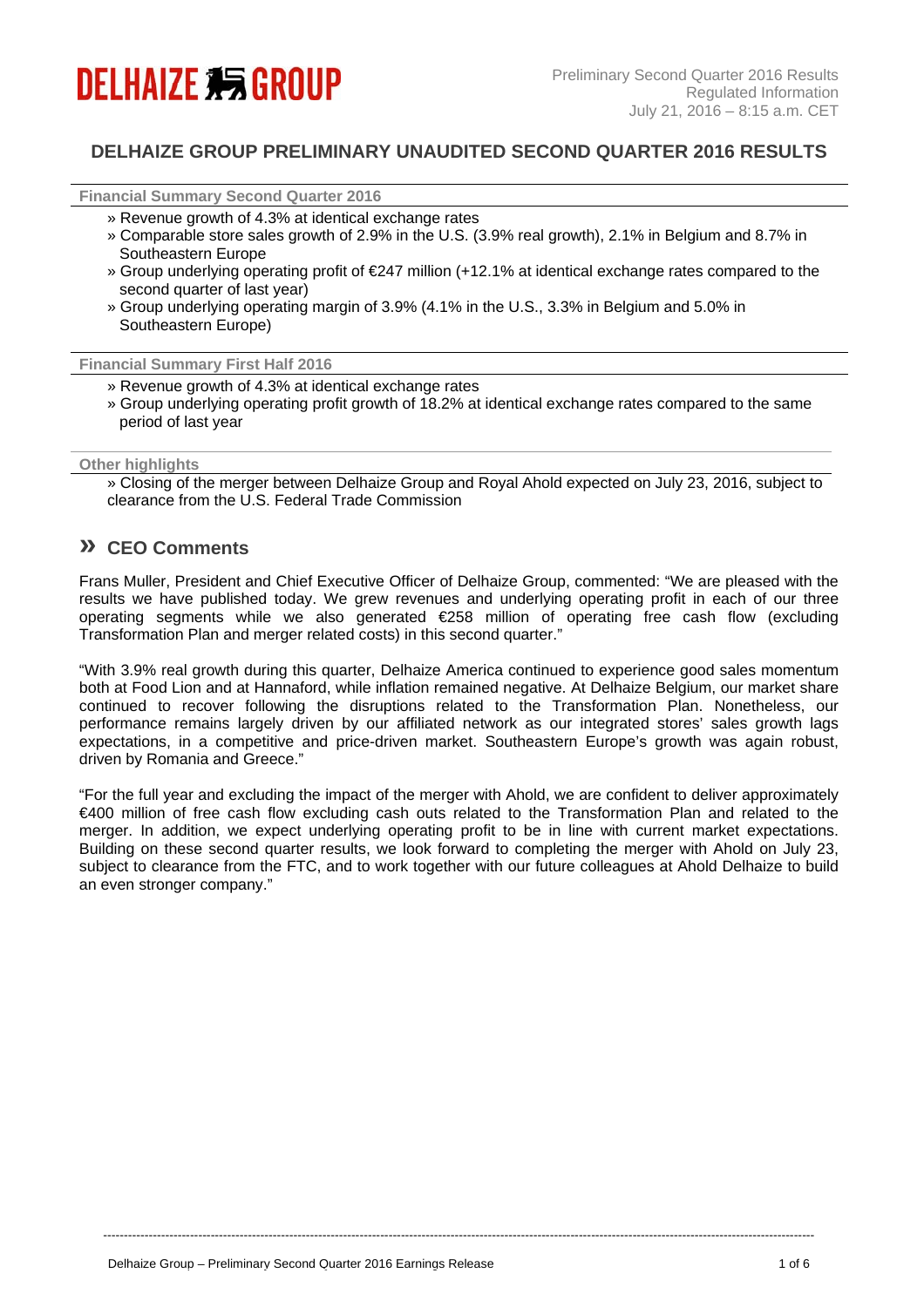DELHAIZE GROUP

Preliminary Second Quarter 2016 Results
Regulated Information
July 21, 2016 – 8:15 a.m. CET

## DELHAIZE GROUP PRELIMINARY UNAUDITED SECOND QUARTER 2016 RESULTS

**Financial Summary Second Quarter 2016**

- » Revenue growth of 4.3% at identical exchange rates
- » Comparable store sales growth of 2.9% in the U.S. (3.9% real growth), 2.1% in Belgium and 8.7% in Southeastern Europe
- » Group underlying operating profit of €247 million (+12.1% at identical exchange rates compared to the second quarter of last year)
- » Group underlying operating margin of 3.9% (4.1% in the U.S., 3.3% in Belgium and 5.0% in Southeastern Europe)

**Financial Summary First Half 2016**

- » Revenue growth of 4.3% at identical exchange rates
- » Group underlying operating profit growth of 18.2% at identical exchange rates compared to the same period of last year

**Other highlights**

- » Closing of the merger between Delhaize Group and Royal Ahold expected on July 23, 2016, subject to clearance from the U.S. Federal Trade Commission

## » CEO Comments

Frans Muller, President and Chief Executive Officer of Delhaize Group, commented: "We are pleased with the results we have published today. We grew revenues and underlying operating profit in each of our three operating segments while we also generated €258 million of operating free cash flow (excluding Transformation Plan and merger related costs) in this second quarter."

"With 3.9% real growth during this quarter, Delhaize America continued to experience good sales momentum both at Food Lion and at Hannaford, while inflation remained negative. At Delhaize Belgium, our market share continued to recover following the disruptions related to the Transformation Plan. Nonetheless, our performance remains largely driven by our affiliated network as our integrated stores' sales growth lags expectations, in a competitive and price-driven market. Southeastern Europe's growth was again robust, driven by Romania and Greece."

"For the full year and excluding the impact of the merger with Ahold, we are confident to deliver approximately €400 million of free cash flow excluding cash outs related to the Transformation Plan and related to the merger. In addition, we expect underlying operating profit to be in line with current market expectations. Building on these second quarter results, we look forward to completing the merger with Ahold on July 23, subject to clearance from the FTC, and to work together with our future colleagues at Ahold Delhaize to build an even stronger company."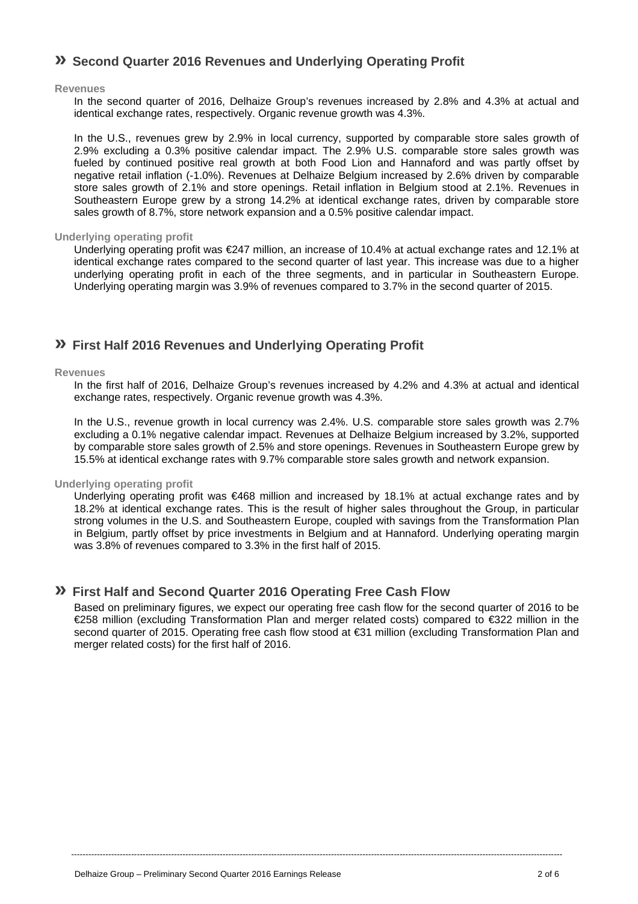## » Second Quarter 2016 Revenues and Underlying Operating Profit

### Revenues

In the second quarter of 2016, Delhaize Group's revenues increased by 2.8% and 4.3% at actual and identical exchange rates, respectively. Organic revenue growth was 4.3%.

In the U.S., revenues grew by 2.9% in local currency, supported by comparable store sales growth of 2.9% excluding a 0.3% positive calendar impact. The 2.9% U.S. comparable store sales growth was fueled by continued positive real growth at both Food Lion and Hannaford and was partly offset by negative retail inflation (-1.0%). Revenues at Delhaize Belgium increased by 2.6% driven by comparable store sales growth of 2.1% and store openings. Retail inflation in Belgium stood at 2.1%. Revenues in Southeastern Europe grew by a strong 14.2% at identical exchange rates, driven by comparable store sales growth of 8.7%, store network expansion and a 0.5% positive calendar impact.

### Underlying operating profit

Underlying operating profit was €247 million, an increase of 10.4% at actual exchange rates and 12.1% at identical exchange rates compared to the second quarter of last year. This increase was due to a higher underlying operating profit in each of the three segments, and in particular in Southeastern Europe. Underlying operating margin was 3.9% of revenues compared to 3.7% in the second quarter of 2015.

## » First Half 2016 Revenues and Underlying Operating Profit

### Revenues

In the first half of 2016, Delhaize Group's revenues increased by 4.2% and 4.3% at actual and identical exchange rates, respectively. Organic revenue growth was 4.3%.

In the U.S., revenue growth in local currency was 2.4%. U.S. comparable store sales growth was 2.7% excluding a 0.1% negative calendar impact. Revenues at Delhaize Belgium increased by 3.2%, supported by comparable store sales growth of 2.5% and store openings. Revenues in Southeastern Europe grew by 15.5% at identical exchange rates with 9.7% comparable store sales growth and network expansion.

### Underlying operating profit

Underlying operating profit was €468 million and increased by 18.1% at actual exchange rates and by 18.2% at identical exchange rates. This is the result of higher sales throughout the Group, in particular strong volumes in the U.S. and Southeastern Europe, coupled with savings from the Transformation Plan in Belgium, partly offset by price investments in Belgium and at Hannaford. Underlying operating margin was 3.8% of revenues compared to 3.3% in the first half of 2015.

## » First Half and Second Quarter 2016 Operating Free Cash Flow

Based on preliminary figures, we expect our operating free cash flow for the second quarter of 2016 to be €258 million (excluding Transformation Plan and merger related costs) compared to €322 million in the second quarter of 2015. Operating free cash flow stood at €31 million (excluding Transformation Plan and merger related costs) for the first half of 2016.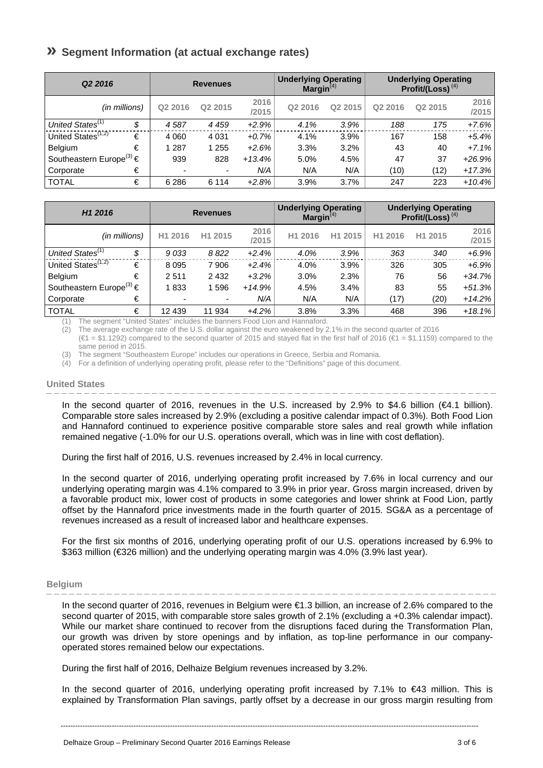## » Segment Information (at actual exchange rates)

| *Q2 2016* | | Revenues | | | Underlying Operating Margin[4] | | Underlying Operating Profit/(Loss) [4] | | |
|---|---|---|---|---|---|---|---|---|---|
| *(in millions)* | | Q2 2016 | Q2 2015 | 2016 /2015 | Q2 2016 | Q2 2015 | Q2 2016 | Q2 2015 | 2016 /2015 |
| *United States[1]* | *$* | *4 587* | *4 459* | *+2.9%* | *4.1%* | *3.9%* | *188* | *175* | *+7.6%* |
| United States[1,2] | € | 4 060 | 4 031 | *+0.7%* | 4.1% | 3.9% | 167 | 158 | *+5.4%* |
| Belgium | € | 1 287 | 1 255 | *+2.6%* | 3.3% | 3.2% | 43 | 40 | *+7.1%* |
| Southeastern Europe[3] | € | 939 | 828 | *+13.4%* | 5.0% | 4.5% | 47 | 37 | *+26.9%* |
| Corporate | € | - | - | *N/A* | N/A | N/A | (10) | (12) | *+17.3%* |
| TOTAL | € | 6 286 | 6 114 | *+2.8%* | 3.9% | 3.7% | 247 | 223 | *+10.4%* |

| *H1 2016* | | Revenues | | | Underlying Operating Margin[4] | | Underlying Operating Profit/(Loss) [4] | | |
|---|---|---|---|---|---|---|---|---|---|
| *(in millions)* | | H1 2016 | H1 2015 | 2016 /2015 | H1 2016 | H1 2015 | H1 2016 | H1 2015 | 2016 /2015 |
| *United States[1]* | *$* | *9 033* | *8 822* | *+2.4%* | *4.0%* | *3.9%* | *363* | *340* | *+6.9%* |
| United States[1,2] | € | 8 095 | 7 906 | *+2.4%* | 4.0% | 3.9% | 326 | 305 | *+6.9%* |
| Belgium | € | 2 511 | 2 432 | *+3.2%* | 3.0% | 2.3% | 76 | 56 | *+34.7%* |
| Southeastern Europe[3] | € | 1 833 | 1 596 | *+14.9%* | 4.5% | 3.4% | 83 | 55 | *+51.3%* |
| Corporate | € | - | - | *N/A* | N/A | N/A | (17) | (20) | *+14.2%* |
| TOTAL | € | 12 439 | 11 934 | *+4.2%* | 3.8% | 3.3% | 468 | 396 | *+18.1%* |

(1) The segment "United States" includes the banners Food Lion and Hannaford.
(2) The average exchange rate of the U.S. dollar against the euro weakened by 2.1% in the second quarter of 2016 (€1 = $1.1292) compared to the second quarter of 2015 and stayed flat in the first half of 2016 (€1 = $1.1159) compared to the same period in 2015.
(3) The segment "Southeastern Europe" includes our operations in Greece, Serbia and Romania.
(4) For a definition of underlying operating profit, please refer to the "Definitions" page of this document.

### United States

In the second quarter of 2016, revenues in the U.S. increased by 2.9% to $4.6 billion (€4.1 billion). Comparable store sales increased by 2.9% (excluding a positive calendar impact of 0.3%). Both Food Lion and Hannaford continued to experience positive comparable store sales and real growth while inflation remained negative (-1.0% for our U.S. operations overall, which was in line with cost deflation).

During the first half of 2016, U.S. revenues increased by 2.4% in local currency.

In the second quarter of 2016, underlying operating profit increased by 7.6% in local currency and our underlying operating margin was 4.1% compared to 3.9% in prior year. Gross margin increased, driven by a favorable product mix, lower cost of products in some categories and lower shrink at Food Lion, partly offset by the Hannaford price investments made in the fourth quarter of 2015. SG&A as a percentage of revenues increased as a result of increased labor and healthcare expenses.

For the first six months of 2016, underlying operating profit of our U.S. operations increased by 6.9% to $363 million (€326 million) and the underlying operating margin was 4.0% (3.9% last year).

### Belgium

In the second quarter of 2016, revenues in Belgium were €1.3 billion, an increase of 2.6% compared to the second quarter of 2015, with comparable store sales growth of 2.1% (excluding a +0.3% calendar impact). While our market share continued to recover from the disruptions faced during the Transformation Plan, our growth was driven by store openings and by inflation, as top-line performance in our company-operated stores remained below our expectations.

During the first half of 2016, Delhaize Belgium revenues increased by 3.2%.

In the second quarter of 2016, underlying operating profit increased by 7.1% to €43 million. This is explained by Transformation Plan savings, partly offset by a decrease in our gross margin resulting from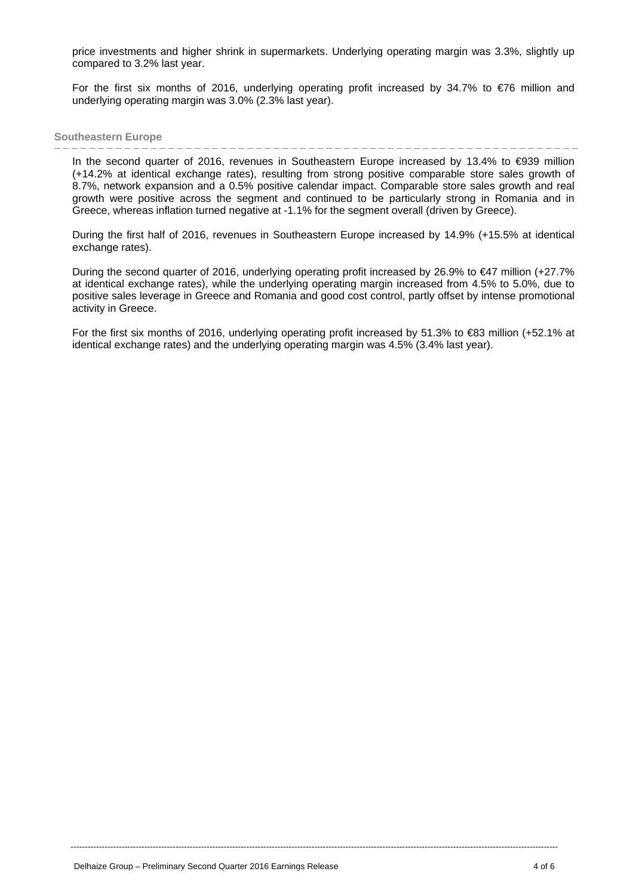price investments and higher shrink in supermarkets. Underlying operating margin was 3.3%, slightly up compared to 3.2% last year.

For the first six months of 2016, underlying operating profit increased by 34.7% to €76 million and underlying operating margin was 3.0% (2.3% last year).

### Southeastern Europe

In the second quarter of 2016, revenues in Southeastern Europe increased by 13.4% to €939 million (+14.2% at identical exchange rates), resulting from strong positive comparable store sales growth of 8.7%, network expansion and a 0.5% positive calendar impact. Comparable store sales growth and real growth were positive across the segment and continued to be particularly strong in Romania and in Greece, whereas inflation turned negative at -1.1% for the segment overall (driven by Greece).

During the first half of 2016, revenues in Southeastern Europe increased by 14.9% (+15.5% at identical exchange rates).

During the second quarter of 2016, underlying operating profit increased by 26.9% to €47 million (+27.7% at identical exchange rates), while the underlying operating margin increased from 4.5% to 5.0%, due to positive sales leverage in Greece and Romania and good cost control, partly offset by intense promotional activity in Greece.

For the first six months of 2016, underlying operating profit increased by 51.3% to €83 million (+52.1% at identical exchange rates) and the underlying operating margin was 4.5% (3.4% last year).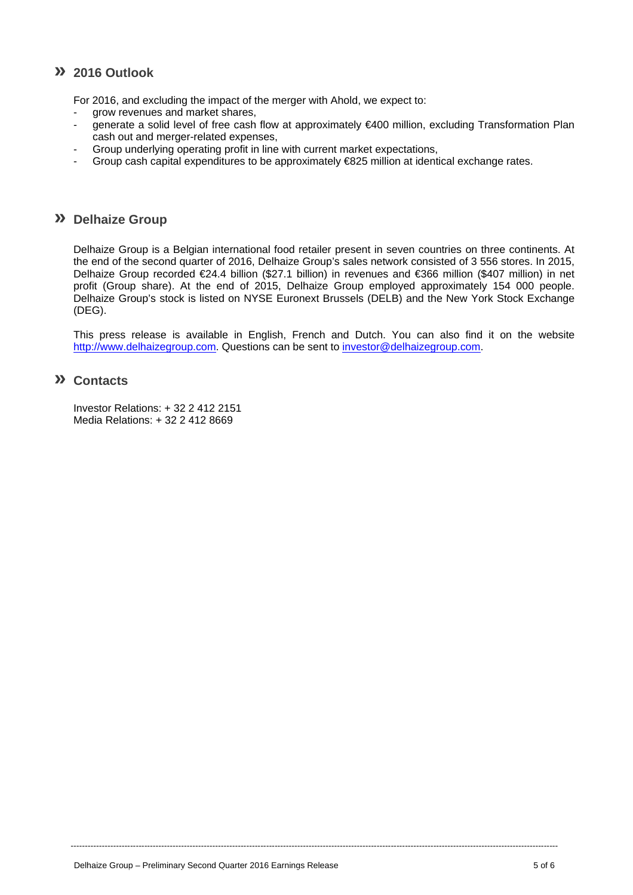## » 2016 Outlook

For 2016, and excluding the impact of the merger with Ahold, we expect to:

- grow revenues and market shares,
- generate a solid level of free cash flow at approximately €400 million, excluding Transformation Plan cash out and merger-related expenses,
- Group underlying operating profit in line with current market expectations,
- Group cash capital expenditures to be approximately €825 million at identical exchange rates.

## » Delhaize Group

Delhaize Group is a Belgian international food retailer present in seven countries on three continents. At the end of the second quarter of 2016, Delhaize Group's sales network consisted of 3 556 stores. In 2015, Delhaize Group recorded €24.4 billion ($27.1 billion) in revenues and €366 million ($407 million) in net profit (Group share). At the end of 2015, Delhaize Group employed approximately 154 000 people. Delhaize Group's stock is listed on NYSE Euronext Brussels (DELB) and the New York Stock Exchange (DEG).

This press release is available in English, French and Dutch. You can also find it on the website [http://www.delhaizegroup.com](http://www.delhaizegroup.com). Questions can be sent to [investor@delhaizegroup.com](mailto:investor@delhaizegroup.com).

## » Contacts

Investor Relations: + 32 2 412 2151
Media Relations: + 32 2 412 8669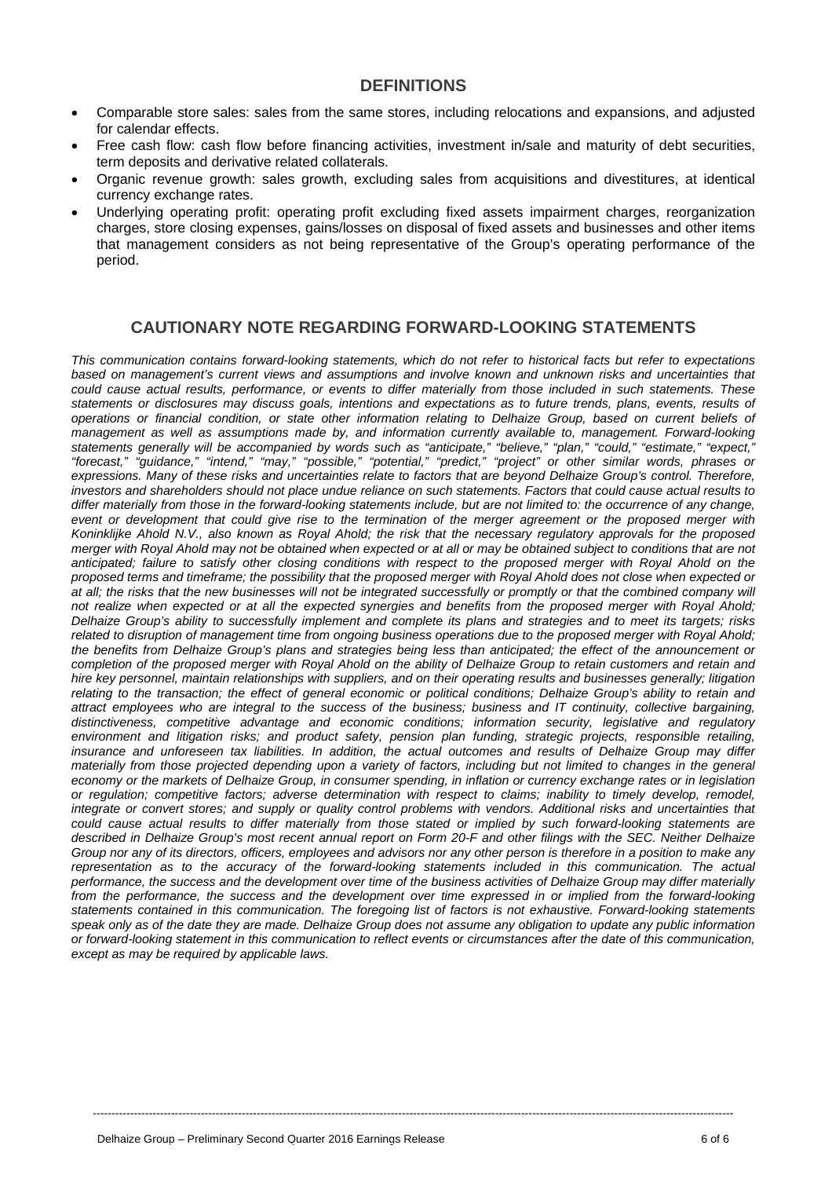## DEFINITIONS

- Comparable store sales: sales from the same stores, including relocations and expansions, and adjusted for calendar effects.
- Free cash flow: cash flow before financing activities, investment in/sale and maturity of debt securities, term deposits and derivative related collaterals.
- Organic revenue growth: sales growth, excluding sales from acquisitions and divestitures, at identical currency exchange rates.
- Underlying operating profit: operating profit excluding fixed assets impairment charges, reorganization charges, store closing expenses, gains/losses on disposal of fixed assets and businesses and other items that management considers as not being representative of the Group's operating performance of the period.

## CAUTIONARY NOTE REGARDING FORWARD-LOOKING STATEMENTS

*This communication contains forward-looking statements, which do not refer to historical facts but refer to expectations based on management's current views and assumptions and involve known and unknown risks and uncertainties that could cause actual results, performance, or events to differ materially from those included in such statements. These statements or disclosures may discuss goals, intentions and expectations as to future trends, plans, events, results of operations or financial condition, or state other information relating to Delhaize Group, based on current beliefs of management as well as assumptions made by, and information currently available to, management. Forward-looking statements generally will be accompanied by words such as "anticipate," "believe," "plan," "could," "estimate," "expect," "forecast," "guidance," "intend," "may," "possible," "potential," "predict," "project" or other similar words, phrases or expressions. Many of these risks and uncertainties relate to factors that are beyond Delhaize Group's control. Therefore, investors and shareholders should not place undue reliance on such statements. Factors that could cause actual results to differ materially from those in the forward-looking statements include, but are not limited to: the occurrence of any change, event or development that could give rise to the termination of the merger agreement or the proposed merger with Koninklijke Ahold N.V., also known as Royal Ahold; the risk that the necessary regulatory approvals for the proposed merger with Royal Ahold may not be obtained when expected or at all or may be obtained subject to conditions that are not anticipated; failure to satisfy other closing conditions with respect to the proposed merger with Royal Ahold on the proposed terms and timeframe; the possibility that the proposed merger with Royal Ahold does not close when expected or at all; the risks that the new businesses will not be integrated successfully or promptly or that the combined company will not realize when expected or at all the expected synergies and benefits from the proposed merger with Royal Ahold; Delhaize Group's ability to successfully implement and complete its plans and strategies and to meet its targets; risks related to disruption of management time from ongoing business operations due to the proposed merger with Royal Ahold; the benefits from Delhaize Group's plans and strategies being less than anticipated; the effect of the announcement or completion of the proposed merger with Royal Ahold on the ability of Delhaize Group to retain customers and retain and hire key personnel, maintain relationships with suppliers, and on their operating results and businesses generally; litigation relating to the transaction; the effect of general economic or political conditions; Delhaize Group's ability to retain and attract employees who are integral to the success of the business; business and IT continuity, collective bargaining, distinctiveness, competitive advantage and economic conditions; information security, legislative and regulatory environment and litigation risks; and product safety, pension plan funding, strategic projects, responsible retailing, insurance and unforeseen tax liabilities. In addition, the actual outcomes and results of Delhaize Group may differ materially from those projected depending upon a variety of factors, including but not limited to changes in the general economy or the markets of Delhaize Group, in consumer spending, in inflation or currency exchange rates or in legislation or regulation; competitive factors; adverse determination with respect to claims; inability to timely develop, remodel, integrate or convert stores; and supply or quality control problems with vendors. Additional risks and uncertainties that could cause actual results to differ materially from those stated or implied by such forward-looking statements are described in Delhaize Group's most recent annual report on Form 20-F and other filings with the SEC. Neither Delhaize Group nor any of its directors, officers, employees and advisors nor any other person is therefore in a position to make any representation as to the accuracy of the forward-looking statements included in this communication. The actual performance, the success and the development over time of the business activities of Delhaize Group may differ materially from the performance, the success and the development over time expressed in or implied from the forward-looking statements contained in this communication. The foregoing list of factors is not exhaustive. Forward-looking statements speak only as of the date they are made. Delhaize Group does not assume any obligation to update any public information or forward-looking statement in this communication to reflect events or circumstances after the date of this communication, except as may be required by applicable laws.*